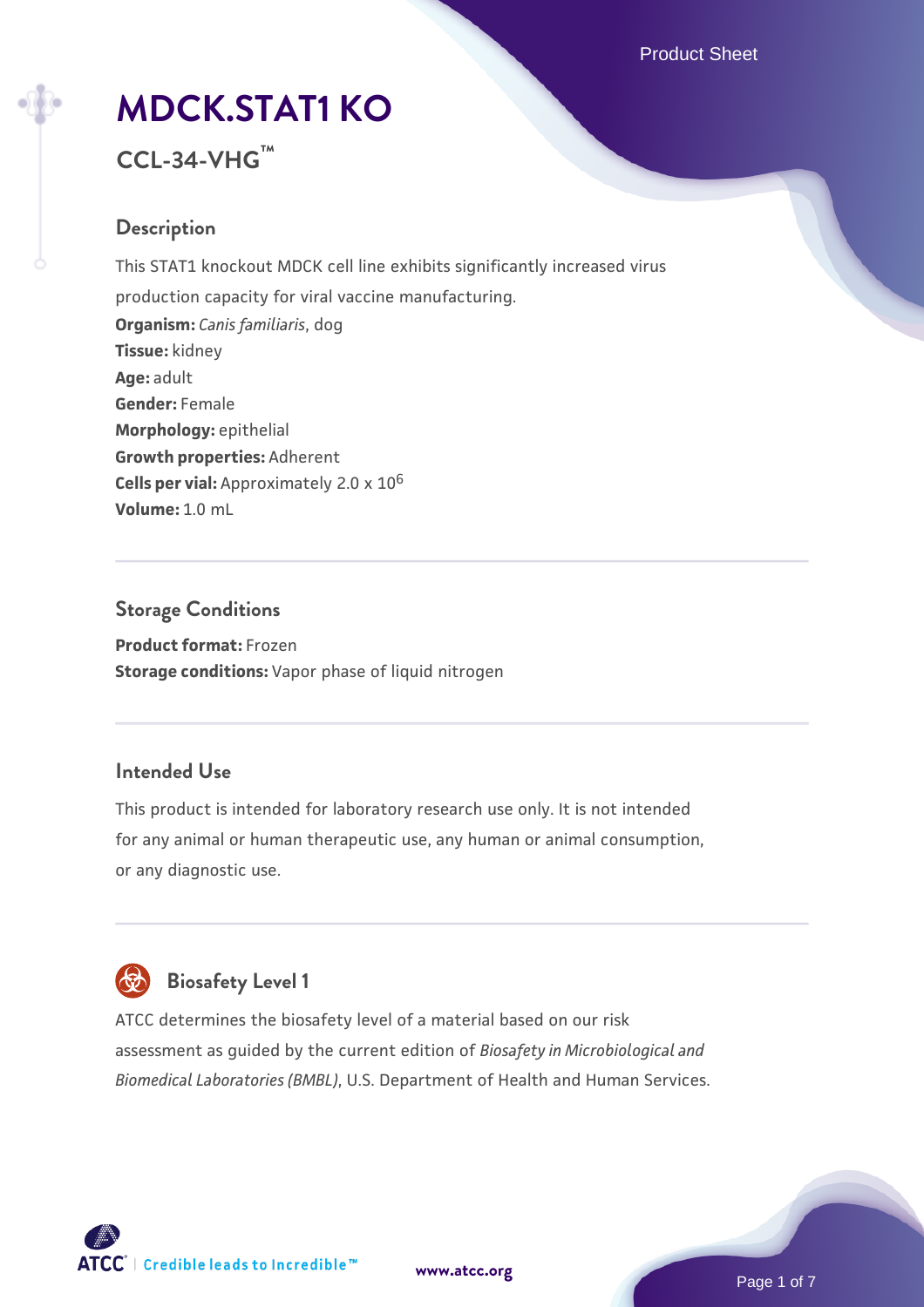# MDCK.STAT1 KO

## CCL-34-VHG™

### Description

This STAT1 knockout MDCK cell line exhibits significantly increased virus production capacity for viral vaccine manufacturing.

**Organism:** *Canis familiaris*, dog
**Tissue:** kidney
**Age:** adult
**Gender:** Female
**Morphology:** epithelial
**Growth properties:** Adherent
**Cells per vial:** Approximately 2.0 x $10^6$
**Volume:** 1.0 mL

### Storage Conditions

**Product format:** Frozen
**Storage conditions:** Vapor phase of liquid nitrogen

### Intended Use

This product is intended for laboratory research use only. It is not intended for any animal or human therapeutic use, any human or animal consumption, or any diagnostic use.

### Biosafety Level 1

ATCC determines the biosafety level of a material based on our risk assessment as guided by the current edition of *Biosafety in Microbiological and Biomedical Laboratories (BMBL)*, U.S. Department of Health and Human Services.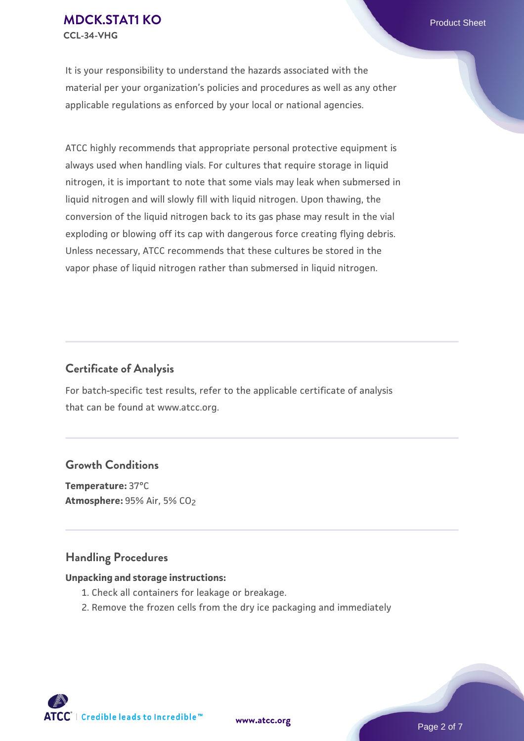It is your responsibility to understand the hazards associated with the material per your organization's policies and procedures as well as any other applicable regulations as enforced by your local or national agencies.

ATCC highly recommends that appropriate personal protective equipment is always used when handling vials. For cultures that require storage in liquid nitrogen, it is important to note that some vials may leak when submersed in liquid nitrogen and will slowly fill with liquid nitrogen. Upon thawing, the conversion of the liquid nitrogen back to its gas phase may result in the vial exploding or blowing off its cap with dangerous force creating flying debris. Unless necessary, ATCC recommends that these cultures be stored in the vapor phase of liquid nitrogen rather than submersed in liquid nitrogen.

## Certificate of Analysis

For batch-specific test results, refer to the applicable certificate of analysis that can be found at www.atcc.org.

## Growth Conditions

**Temperature:** 37°C
**Atmosphere:** 95% Air, 5% $CO_2$

## Handling Procedures

**Unpacking and storage instructions:**

1. Check all containers for leakage or breakage.
2. Remove the frozen cells from the dry ice packaging and immediately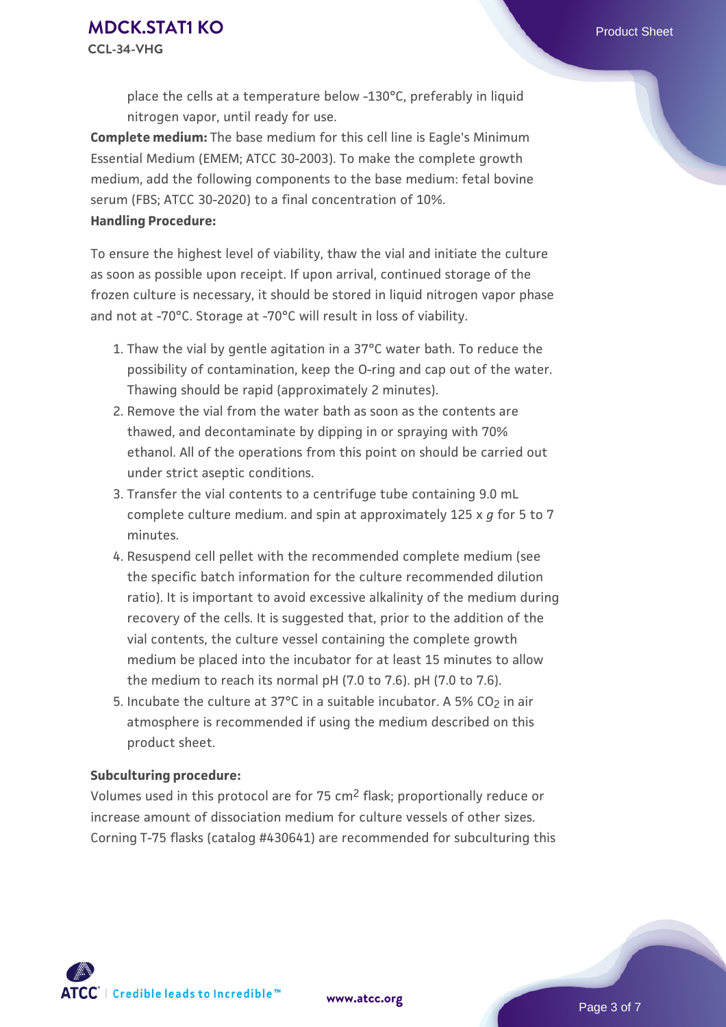place the cells at a temperature below -130°C, preferably in liquid nitrogen vapor, until ready for use.

**Complete medium:** The base medium for this cell line is Eagle's Minimum Essential Medium (EMEM; ATCC 30-2003). To make the complete growth medium, add the following components to the base medium: fetal bovine serum (FBS; ATCC 30-2020) to a final concentration of 10%.

**Handling Procedure:**

To ensure the highest level of viability, thaw the vial and initiate the culture as soon as possible upon receipt. If upon arrival, continued storage of the frozen culture is necessary, it should be stored in liquid nitrogen vapor phase and not at -70°C. Storage at -70°C will result in loss of viability.

1. Thaw the vial by gentle agitation in a 37°C water bath. To reduce the possibility of contamination, keep the O-ring and cap out of the water. Thawing should be rapid (approximately 2 minutes).
2. Remove the vial from the water bath as soon as the contents are thawed, and decontaminate by dipping in or spraying with 70% ethanol. All of the operations from this point on should be carried out under strict aseptic conditions.
3. Transfer the vial contents to a centrifuge tube containing 9.0 mL complete culture medium. and spin at approximately 125 x *g* for 5 to 7 minutes.
4. Resuspend cell pellet with the recommended complete medium (see the specific batch information for the culture recommended dilution ratio). It is important to avoid excessive alkalinity of the medium during recovery of the cells. It is suggested that, prior to the addition of the vial contents, the culture vessel containing the complete growth medium be placed into the incubator for at least 15 minutes to allow the medium to reach its normal pH (7.0 to 7.6). pH (7.0 to 7.6).
5. Incubate the culture at 37°C in a suitable incubator. A 5% $CO_2$ in air atmosphere is recommended if using the medium described on this product sheet.

**Subculturing procedure:**

Volumes used in this protocol are for 75 $cm^2$ flask; proportionally reduce or increase amount of dissociation medium for culture vessels of other sizes. Corning T-75 flasks (catalog #430641) are recommended for subculturing this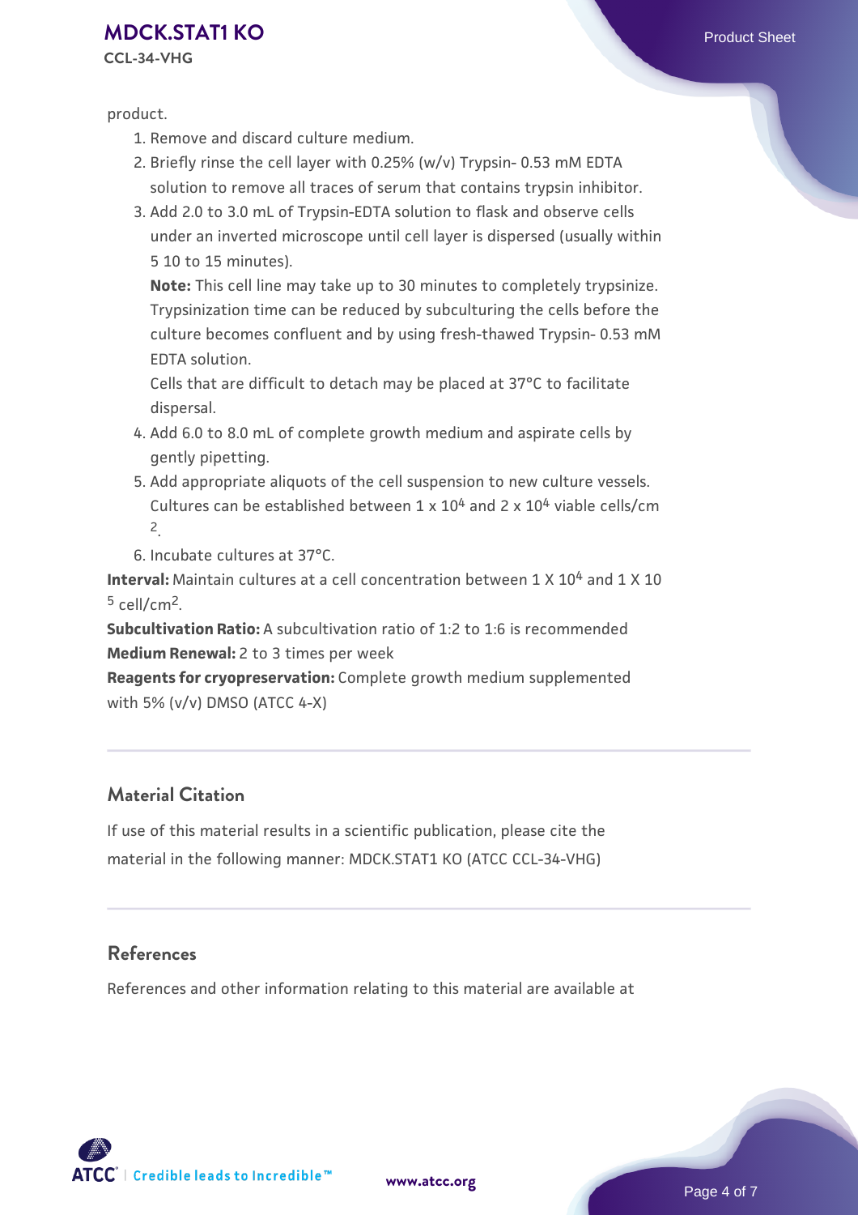product.

1. Remove and discard culture medium.
2. Briefly rinse the cell layer with 0.25% (w/v) Trypsin- 0.53 mM EDTA solution to remove all traces of serum that contains trypsin inhibitor.
3. Add 2.0 to 3.0 mL of Trypsin-EDTA solution to flask and observe cells under an inverted microscope until cell layer is dispersed (usually within 5 10 to 15 minutes).

   **Note:** This cell line may take up to 30 minutes to completely trypsinize. Trypsinization time can be reduced by subculturing the cells before the culture becomes confluent and by using fresh-thawed Trypsin- 0.53 mM EDTA solution.

   Cells that are difficult to detach may be placed at 37°C to facilitate dispersal.
4. Add 6.0 to 8.0 mL of complete growth medium and aspirate cells by gently pipetting.
5. Add appropriate aliquots of the cell suspension to new culture vessels. Cultures can be established between $1 \times 10^4$ and $2 \times 10^4$ viable cells/cm$^2$.
6. Incubate cultures at 37°C.

**Interval:** Maintain cultures at a cell concentration between $1 \times 10^4$ and $1 \times 10^5$ cell/cm$^2$.

**Subcultivation Ratio:** A subcultivation ratio of 1:2 to 1:6 is recommended

**Medium Renewal:** 2 to 3 times per week

**Reagents for cryopreservation:** Complete growth medium supplemented with 5% (v/v) DMSO (ATCC 4-X)

## Material Citation

If use of this material results in a scientific publication, please cite the material in the following manner: MDCK.STAT1 KO (ATCC CCL-34-VHG)

## References

References and other information relating to this material are available at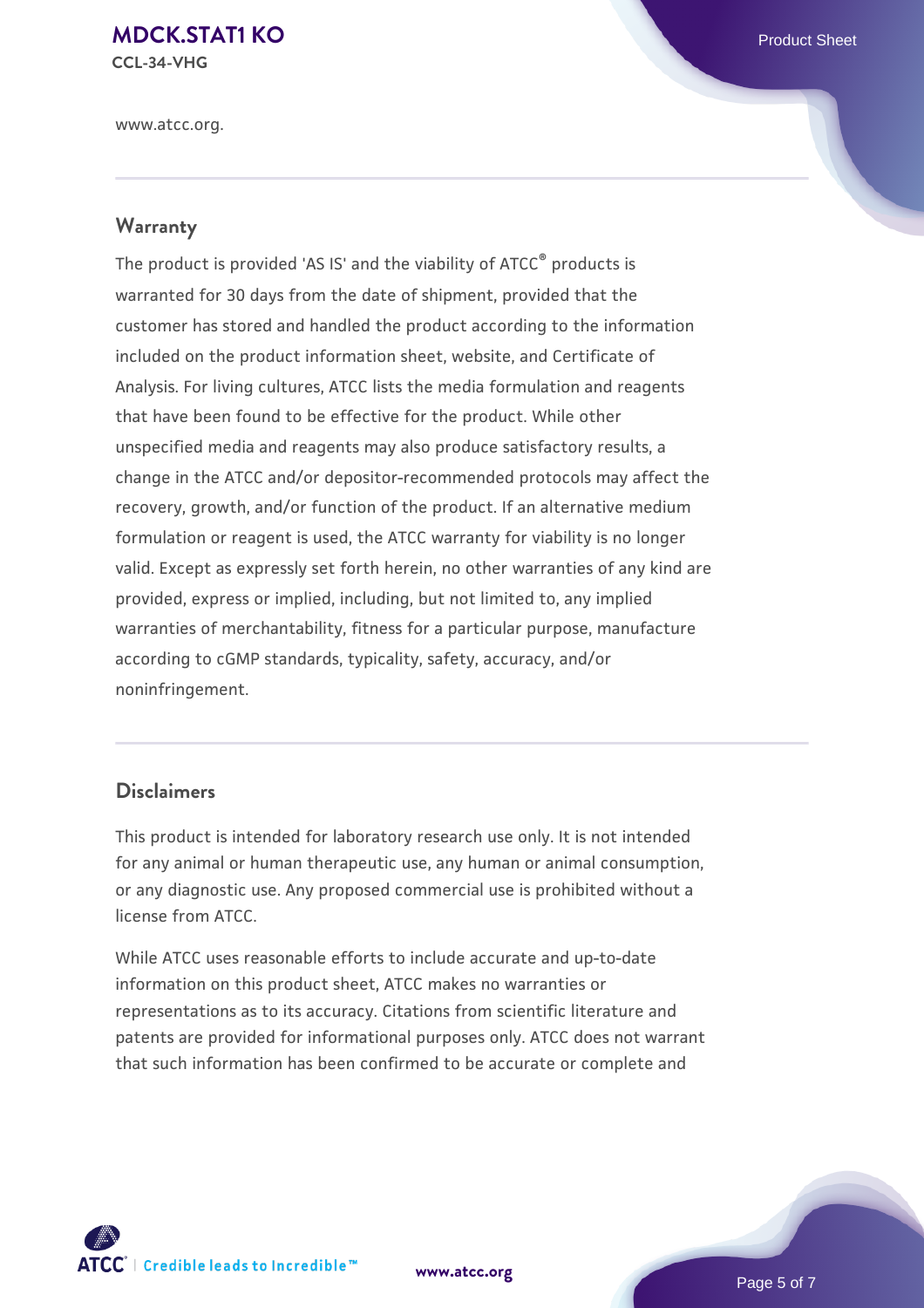www.atcc.org.

## Warranty

The product is provided 'AS IS' and the viability of ATCC® products is warranted for 30 days from the date of shipment, provided that the customer has stored and handled the product according to the information included on the product information sheet, website, and Certificate of Analysis. For living cultures, ATCC lists the media formulation and reagents that have been found to be effective for the product. While other unspecified media and reagents may also produce satisfactory results, a change in the ATCC and/or depositor-recommended protocols may affect the recovery, growth, and/or function of the product. If an alternative medium formulation or reagent is used, the ATCC warranty for viability is no longer valid. Except as expressly set forth herein, no other warranties of any kind are provided, express or implied, including, but not limited to, any implied warranties of merchantability, fitness for a particular purpose, manufacture according to cGMP standards, typicality, safety, accuracy, and/or noninfringement.

## Disclaimers

This product is intended for laboratory research use only. It is not intended for any animal or human therapeutic use, any human or animal consumption, or any diagnostic use. Any proposed commercial use is prohibited without a license from ATCC.

While ATCC uses reasonable efforts to include accurate and up-to-date information on this product sheet, ATCC makes no warranties or representations as to its accuracy. Citations from scientific literature and patents are provided for informational purposes only. ATCC does not warrant that such information has been confirmed to be accurate or complete and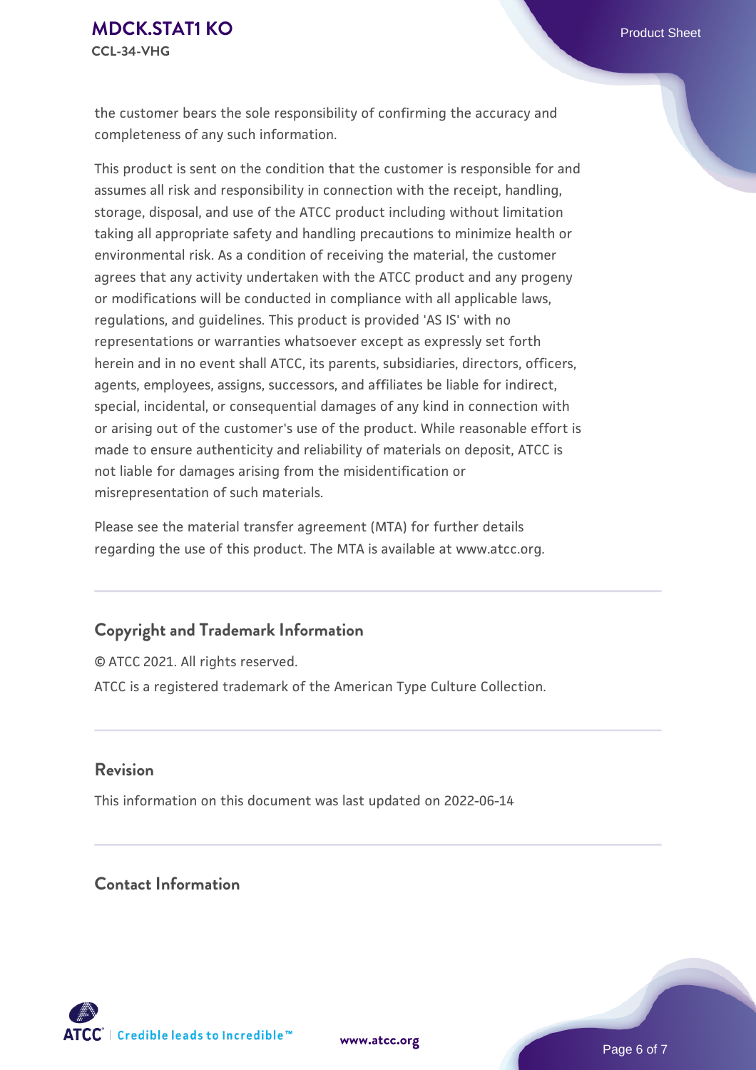the customer bears the sole responsibility of confirming the accuracy and completeness of any such information.

This product is sent on the condition that the customer is responsible for and assumes all risk and responsibility in connection with the receipt, handling, storage, disposal, and use of the ATCC product including without limitation taking all appropriate safety and handling precautions to minimize health or environmental risk. As a condition of receiving the material, the customer agrees that any activity undertaken with the ATCC product and any progeny or modifications will be conducted in compliance with all applicable laws, regulations, and guidelines. This product is provided 'AS IS' with no representations or warranties whatsoever except as expressly set forth herein and in no event shall ATCC, its parents, subsidiaries, directors, officers, agents, employees, assigns, successors, and affiliates be liable for indirect, special, incidental, or consequential damages of any kind in connection with or arising out of the customer's use of the product. While reasonable effort is made to ensure authenticity and reliability of materials on deposit, ATCC is not liable for damages arising from the misidentification or misrepresentation of such materials.

Please see the material transfer agreement (MTA) for further details regarding the use of this product. The MTA is available at www.atcc.org.

## Copyright and Trademark Information

© ATCC 2021. All rights reserved.

ATCC is a registered trademark of the American Type Culture Collection.

## Revision

This information on this document was last updated on 2022-06-14

## Contact Information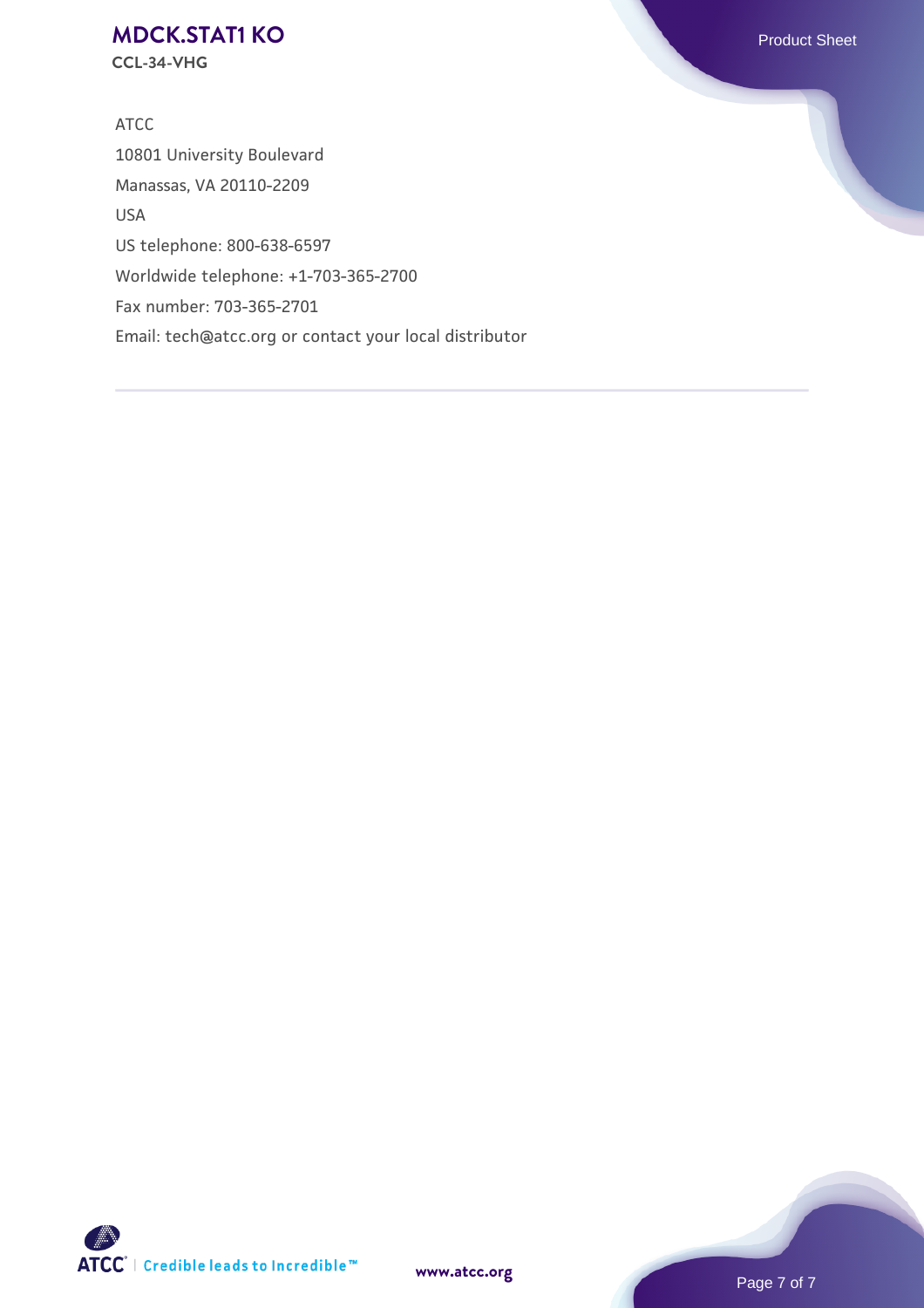ATCC

10801 University Boulevard

Manassas, VA 20110-2209

USA

US telephone: 800-638-6597

Worldwide telephone: +1-703-365-2700

Fax number: 703-365-2701

Email: tech@atcc.org or contact your local distributor